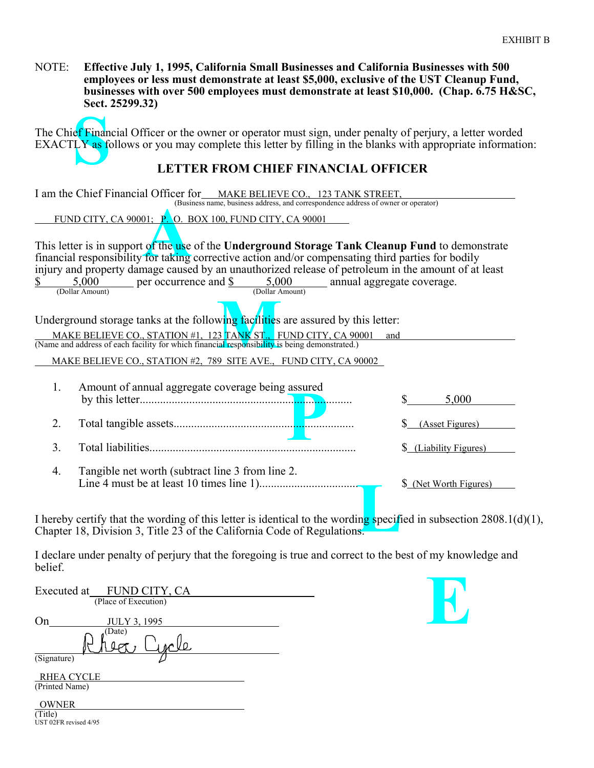EXHIBIT B

NOTE: **Effective July 1, 1995, California Small Businesses and California Businesses with 500 employees or less must demonstrate at least $5,000, exclusive of the UST Cleanup Fund, businesses with over 500 employees must demonstrate at least $10,000. (Chap. 6.75 H&SC, Sect. 25299.32)**

The Chief Financial Officer or the owner or operator must sign, under penalty of perjury, a letter worded EXACTLY as follows or you may complete this letter by filling in the blanks with appropriate information:

## LETTER FROM CHIEF FINANCIAL OFFICER

I am the Chief Financial Officer for MAKE BELIEVE CO., 123 TANK STREET,
(Business name, business address, and correspondence address of owner or operator)

FUND CITY, CA 90001; P. O. BOX 100, FUND CITY, CA 90001

This letter is in support of the use of the **Underground Storage Tank Cleanup Fund** to demonstrate financial responsibility for taking corrective action and/or compensating third parties for bodily injury and property damage caused by an unauthorized release of petroleum in the amount of at least $ 5,000 (Dollar Amount) per occurrence and $ 5,000 (Dollar Amount) annual aggregate coverage.

Underground storage tanks at the following facilities are assured by this letter:

MAKE BELIEVE CO., STATION #1, 123 TANK ST., FUND CITY, CA 90001 and
(Name and address of each facility for which financial responsibility is being demonstrated.)

MAKE BELIEVE CO., STATION #2, 789 SITE AVE., FUND CITY, CA 90002

1. Amount of annual aggregate coverage being assured by this letter........ $ 5,000
2. Total tangible assets........ $ (Asset Figures)
3. Total liabilities........ $ (Liability Figures)
4. Tangible net worth (subtract line 3 from line 2. Line 4 must be at least 10 times line 1)........ $ (Net Worth Figures)

I hereby certify that the wording of this letter is identical to the wording specified in subsection 2808.1(d)(1), Chapter 18, Division 3, Title 23 of the California Code of Regulations.

I declare under penalty of perjury that the foregoing is true and correct to the best of my knowledge and belief.

Executed at FUND CITY, CA
(Place of Execution)

On JULY 3, 1995
(Date)

Rhea Cycle
(Signature)

RHEA CYCLE
(Printed Name)

OWNER
(Title)

UST 02FR revised 4/95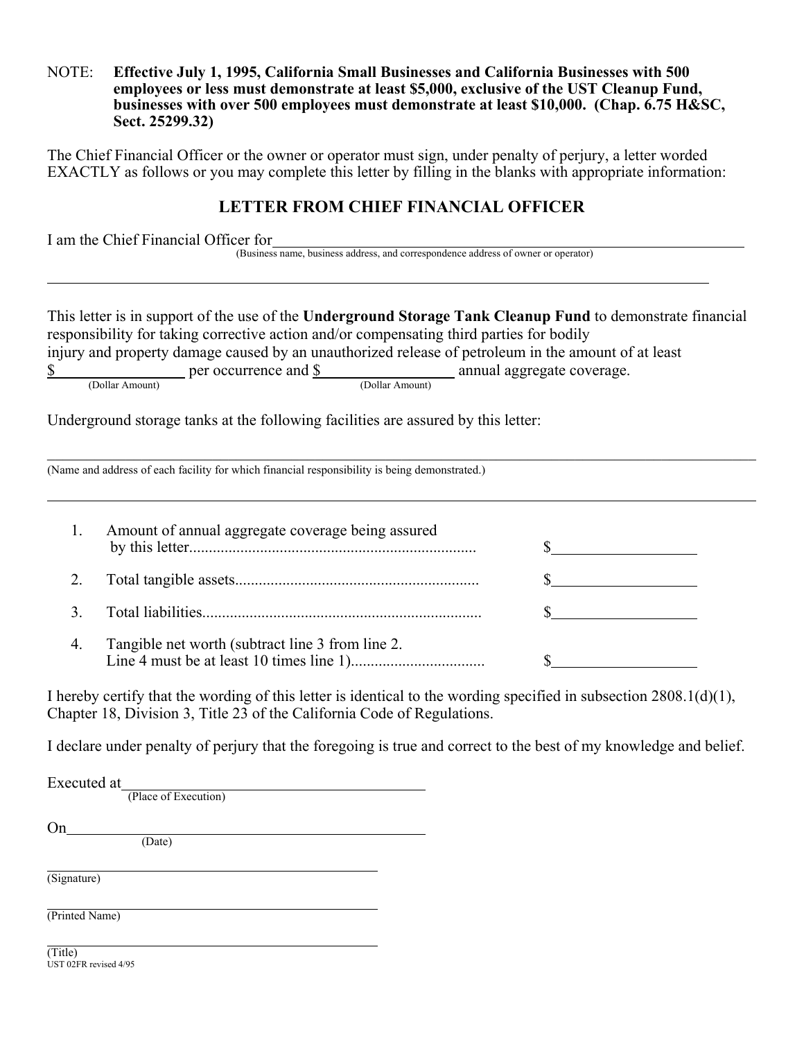NOTE: **Effective July 1, 1995, California Small Businesses and California Businesses with 500 employees or less must demonstrate at least $5,000, exclusive of the UST Cleanup Fund, businesses with over 500 employees must demonstrate at least $10,000. (Chap. 6.75 H&SC, Sect. 25299.32)**

The Chief Financial Officer or the owner or operator must sign, under penalty of perjury, a letter worded EXACTLY as follows or you may complete this letter by filling in the blanks with appropriate information:

## LETTER FROM CHIEF FINANCIAL OFFICER

I am the Chief Financial Officer for\_\_\_\_\_\_\_\_\_\_\_\_\_\_\_\_\_\_\_\_\_\_\_\_\_\_\_\_\_\_\_\_\_\_\_\_\_\_\_\_\_\_\_\_\_\_\_\_\_\_
(Business name, business address, and correspondence address of owner or operator)

\_\_\_\_\_\_\_\_\_\_\_\_\_\_\_\_\_\_\_\_\_\_\_\_\_\_\_\_\_\_\_\_\_\_\_\_\_\_\_\_\_\_\_\_\_\_\_\_\_\_\_\_\_\_\_\_\_\_\_\_\_\_\_\_\_\_\_\_\_\_

This letter is in support of the use of the **Underground Storage Tank Cleanup Fund** to demonstrate financial responsibility for taking corrective action and/or compensating third parties for bodily injury and property damage caused by an unauthorized release of petroleum in the amount of at least $\_\_\_\_\_\_\_\_\_\_\_\_ per occurrence and $\_\_\_\_\_\_\_\_\_\_\_\_ annual aggregate coverage.
(Dollar Amount) (Dollar Amount)

Underground storage tanks at the following facilities are assured by this letter:

\_\_\_\_\_\_\_\_\_\_\_\_\_\_\_\_\_\_\_\_\_\_\_\_\_\_\_\_\_\_\_\_\_\_\_\_\_\_\_\_\_\_\_\_\_\_\_\_\_\_\_\_\_\_\_\_\_\_\_\_\_\_\_\_\_\_\_\_\_\_
(Name and address of each facility for which financial responsibility is being demonstrated.)

\_\_\_\_\_\_\_\_\_\_\_\_\_\_\_\_\_\_\_\_\_\_\_\_\_\_\_\_\_\_\_\_\_\_\_\_\_\_\_\_\_\_\_\_\_\_\_\_\_\_\_\_\_\_\_\_\_\_\_\_\_\_\_\_\_\_\_\_\_\_

1. Amount of annual aggregate coverage being assured by this letter........................................................................ $\_\_\_\_\_\_\_\_\_\_\_\_\_\_\_\_
2. Total tangible assets............................................................. $\_\_\_\_\_\_\_\_\_\_\_\_\_\_\_\_
3. Total liabilities...................................................................... $\_\_\_\_\_\_\_\_\_\_\_\_\_\_\_\_
4. Tangible net worth (subtract line 3 from line 2. Line 4 must be at least 10 times line 1)................................. $\_\_\_\_\_\_\_\_\_\_\_\_\_\_\_\_

I hereby certify that the wording of this letter is identical to the wording specified in subsection 2808.1(d)(1), Chapter 18, Division 3, Title 23 of the California Code of Regulations.

I declare under penalty of perjury that the foregoing is true and correct to the best of my knowledge and belief.

Executed at\_\_\_\_\_\_\_\_\_\_\_\_\_\_\_\_\_\_\_\_\_\_\_\_\_\_\_\_\_\_\_\_\_\_\_\_\_\_\_\_
(Place of Execution)

On\_\_\_\_\_\_\_\_\_\_\_\_\_\_\_\_\_\_\_\_\_\_\_\_\_\_\_\_\_\_\_\_\_\_\_\_\_\_\_\_\_\_\_\_\_\_
(Date)

\_\_\_\_\_\_\_\_\_\_\_\_\_\_\_\_\_\_\_\_\_\_\_\_\_\_\_\_\_\_\_\_\_\_\_\_\_\_\_\_\_\_\_\_
(Signature)

\_\_\_\_\_\_\_\_\_\_\_\_\_\_\_\_\_\_\_\_\_\_\_\_\_\_\_\_\_\_\_\_\_\_\_\_\_\_\_\_\_\_\_\_
(Printed Name)

\_\_\_\_\_\_\_\_\_\_\_\_\_\_\_\_\_\_\_\_\_\_\_\_\_\_\_\_\_\_\_\_\_\_\_\_\_\_\_\_\_\_\_\_
(Title)

UST 02FR revised 4/95